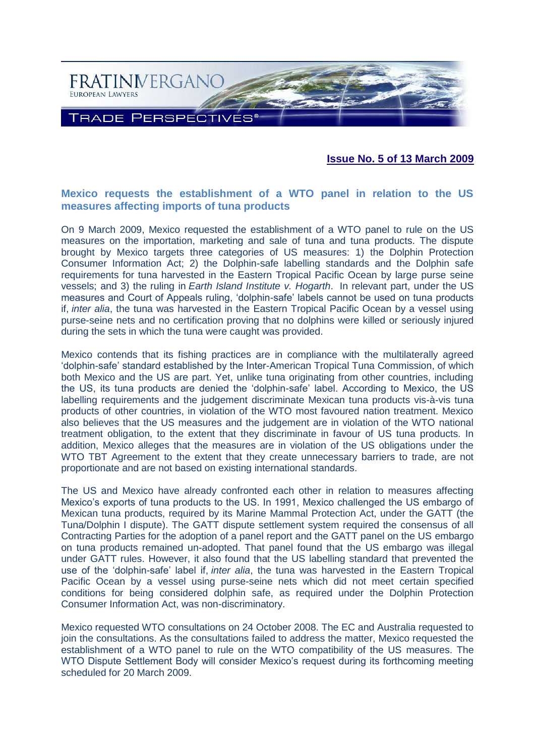FRATINIVERGANO
EUROPEAN LAWYERS

TRADE PERSPECTIVES®

**Issue No. 5 of 13 March 2009**

## Mexico requests the establishment of a WTO panel in relation to the US measures affecting imports of tuna products

On 9 March 2009, Mexico requested the establishment of a WTO panel to rule on the US measures on the importation, marketing and sale of tuna and tuna products. The dispute brought by Mexico targets three categories of US measures: 1) the Dolphin Protection Consumer Information Act; 2) the Dolphin-safe labelling standards and the Dolphin safe requirements for tuna harvested in the Eastern Tropical Pacific Ocean by large purse seine vessels; and 3) the ruling in *Earth Island Institute v. Hogarth*. In relevant part, under the US measures and Court of Appeals ruling, 'dolphin-safe' labels cannot be used on tuna products if, *inter alia*, the tuna was harvested in the Eastern Tropical Pacific Ocean by a vessel using purse-seine nets and no certification proving that no dolphins were killed or seriously injured during the sets in which the tuna were caught was provided.

Mexico contends that its fishing practices are in compliance with the multilaterally agreed 'dolphin-safe' standard established by the Inter-American Tropical Tuna Commission, of which both Mexico and the US are part. Yet, unlike tuna originating from other countries, including the US, its tuna products are denied the 'dolphin-safe' label. According to Mexico, the US labelling requirements and the judgement discriminate Mexican tuna products vis-à-vis tuna products of other countries, in violation of the WTO most favoured nation treatment. Mexico also believes that the US measures and the judgement are in violation of the WTO national treatment obligation, to the extent that they discriminate in favour of US tuna products. In addition, Mexico alleges that the measures are in violation of the US obligations under the WTO TBT Agreement to the extent that they create unnecessary barriers to trade, are not proportionate and are not based on existing international standards.

The US and Mexico have already confronted each other in relation to measures affecting Mexico's exports of tuna products to the US. In 1991, Mexico challenged the US embargo of Mexican tuna products, required by its Marine Mammal Protection Act, under the GATT (the Tuna/Dolphin I dispute). The GATT dispute settlement system required the consensus of all Contracting Parties for the adoption of a panel report and the GATT panel on the US embargo on tuna products remained un-adopted. That panel found that the US embargo was illegal under GATT rules. However, it also found that the US labelling standard that prevented the use of the 'dolphin-safe' label if, *inter alia*, the tuna was harvested in the Eastern Tropical Pacific Ocean by a vessel using purse-seine nets which did not meet certain specified conditions for being considered dolphin safe, as required under the Dolphin Protection Consumer Information Act, was non-discriminatory.

Mexico requested WTO consultations on 24 October 2008. The EC and Australia requested to join the consultations. As the consultations failed to address the matter, Mexico requested the establishment of a WTO panel to rule on the WTO compatibility of the US measures. The WTO Dispute Settlement Body will consider Mexico's request during its forthcoming meeting scheduled for 20 March 2009.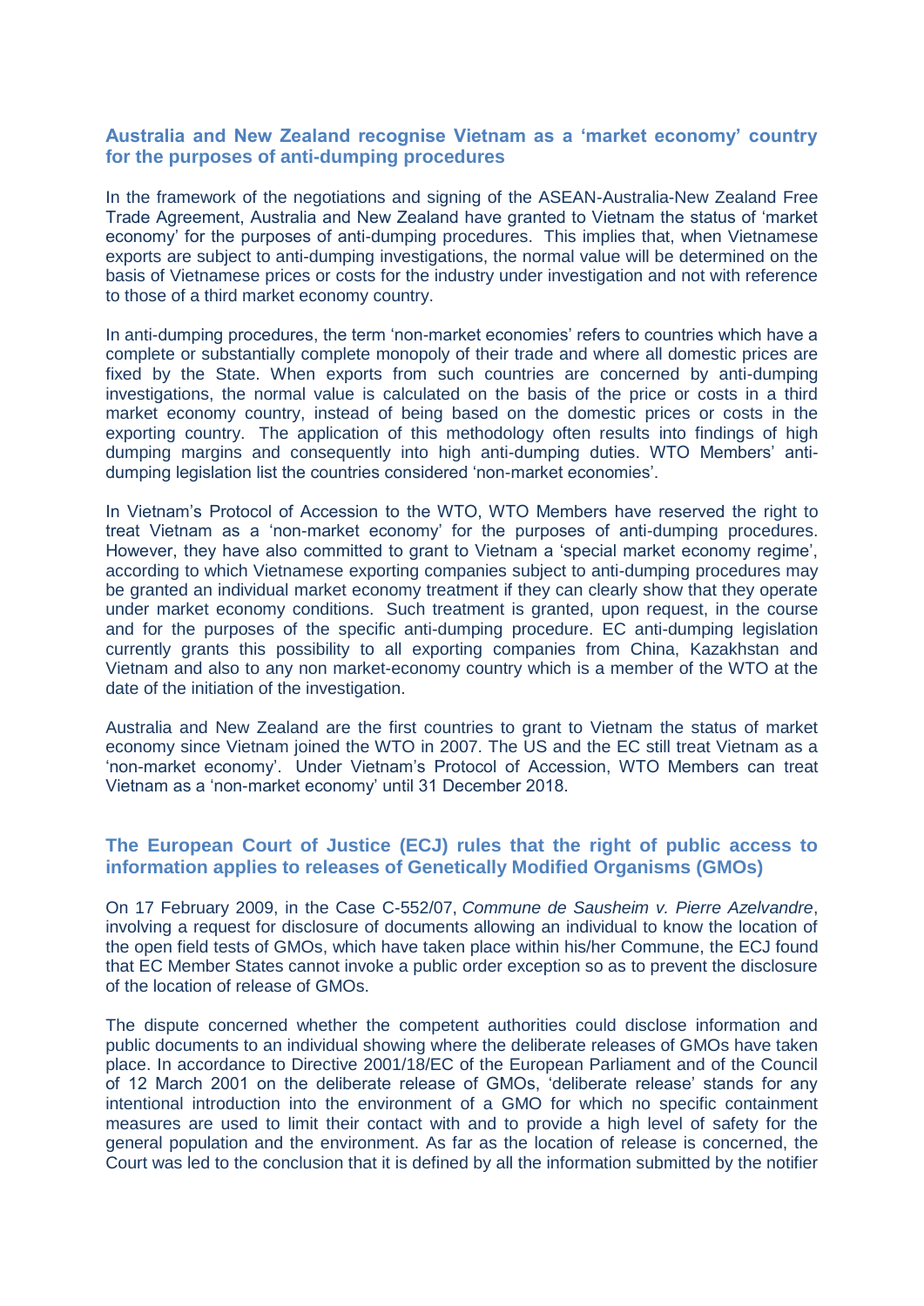## Australia and New Zealand recognise Vietnam as a 'market economy' country for the purposes of anti-dumping procedures

In the framework of the negotiations and signing of the ASEAN-Australia-New Zealand Free Trade Agreement, Australia and New Zealand have granted to Vietnam the status of 'market economy' for the purposes of anti-dumping procedures. This implies that, when Vietnamese exports are subject to anti-dumping investigations, the normal value will be determined on the basis of Vietnamese prices or costs for the industry under investigation and not with reference to those of a third market economy country.

In anti-dumping procedures, the term 'non-market economies' refers to countries which have a complete or substantially complete monopoly of their trade and where all domestic prices are fixed by the State. When exports from such countries are concerned by anti-dumping investigations, the normal value is calculated on the basis of the price or costs in a third market economy country, instead of being based on the domestic prices or costs in the exporting country. The application of this methodology often results into findings of high dumping margins and consequently into high anti-dumping duties. WTO Members' anti-dumping legislation list the countries considered 'non-market economies'.

In Vietnam's Protocol of Accession to the WTO, WTO Members have reserved the right to treat Vietnam as a 'non-market economy' for the purposes of anti-dumping procedures. However, they have also committed to grant to Vietnam a 'special market economy regime', according to which Vietnamese exporting companies subject to anti-dumping procedures may be granted an individual market economy treatment if they can clearly show that they operate under market economy conditions. Such treatment is granted, upon request, in the course and for the purposes of the specific anti-dumping procedure. EC anti-dumping legislation currently grants this possibility to all exporting companies from China, Kazakhstan and Vietnam and also to any non market-economy country which is a member of the WTO at the date of the initiation of the investigation.

Australia and New Zealand are the first countries to grant to Vietnam the status of market economy since Vietnam joined the WTO in 2007. The US and the EC still treat Vietnam as a 'non-market economy'. Under Vietnam's Protocol of Accession, WTO Members can treat Vietnam as a 'non-market economy' until 31 December 2018.

## The European Court of Justice (ECJ) rules that the right of public access to information applies to releases of Genetically Modified Organisms (GMOs)

On 17 February 2009, in the Case C-552/07, *Commune de Sausheim v. Pierre Azelvandre*, involving a request for disclosure of documents allowing an individual to know the location of the open field tests of GMOs, which have taken place within his/her Commune, the ECJ found that EC Member States cannot invoke a public order exception so as to prevent the disclosure of the location of release of GMOs.

The dispute concerned whether the competent authorities could disclose information and public documents to an individual showing where the deliberate releases of GMOs have taken place. In accordance to Directive 2001/18/EC of the European Parliament and of the Council of 12 March 2001 on the deliberate release of GMOs, 'deliberate release' stands for any intentional introduction into the environment of a GMO for which no specific containment measures are used to limit their contact with and to provide a high level of safety for the general population and the environment. As far as the location of release is concerned, the Court was led to the conclusion that it is defined by all the information submitted by the notifier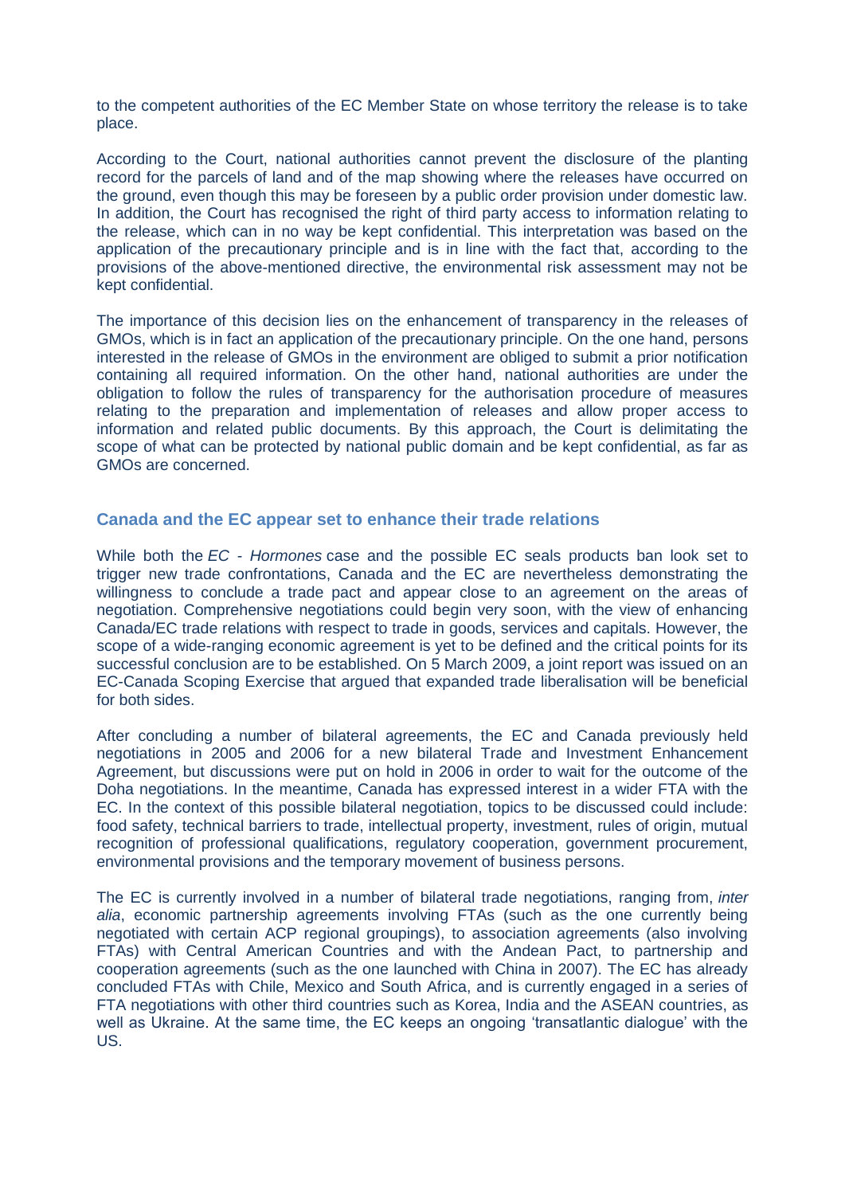to the competent authorities of the EC Member State on whose territory the release is to take place.

According to the Court, national authorities cannot prevent the disclosure of the planting record for the parcels of land and of the map showing where the releases have occurred on the ground, even though this may be foreseen by a public order provision under domestic law. In addition, the Court has recognised the right of third party access to information relating to the release, which can in no way be kept confidential. This interpretation was based on the application of the precautionary principle and is in line with the fact that, according to the provisions of the above-mentioned directive, the environmental risk assessment may not be kept confidential.

The importance of this decision lies on the enhancement of transparency in the releases of GMOs, which is in fact an application of the precautionary principle. On the one hand, persons interested in the release of GMOs in the environment are obliged to submit a prior notification containing all required information. On the other hand, national authorities are under the obligation to follow the rules of transparency for the authorisation procedure of measures relating to the preparation and implementation of releases and allow proper access to information and related public documents. By this approach, the Court is delimitating the scope of what can be protected by national public domain and be kept confidential, as far as GMOs are concerned.

### Canada and the EC appear set to enhance their trade relations

While both the *EC - Hormones* case and the possible EC seals products ban look set to trigger new trade confrontations, Canada and the EC are nevertheless demonstrating the willingness to conclude a trade pact and appear close to an agreement on the areas of negotiation. Comprehensive negotiations could begin very soon, with the view of enhancing Canada/EC trade relations with respect to trade in goods, services and capitals. However, the scope of a wide-ranging economic agreement is yet to be defined and the critical points for its successful conclusion are to be established. On 5 March 2009, a joint report was issued on an EC-Canada Scoping Exercise that argued that expanded trade liberalisation will be beneficial for both sides.

After concluding a number of bilateral agreements, the EC and Canada previously held negotiations in 2005 and 2006 for a new bilateral Trade and Investment Enhancement Agreement, but discussions were put on hold in 2006 in order to wait for the outcome of the Doha negotiations. In the meantime, Canada has expressed interest in a wider FTA with the EC. In the context of this possible bilateral negotiation, topics to be discussed could include: food safety, technical barriers to trade, intellectual property, investment, rules of origin, mutual recognition of professional qualifications, regulatory cooperation, government procurement, environmental provisions and the temporary movement of business persons.

The EC is currently involved in a number of bilateral trade negotiations, ranging from, *inter alia*, economic partnership agreements involving FTAs (such as the one currently being negotiated with certain ACP regional groupings), to association agreements (also involving FTAs) with Central American Countries and with the Andean Pact, to partnership and cooperation agreements (such as the one launched with China in 2007). The EC has already concluded FTAs with Chile, Mexico and South Africa, and is currently engaged in a series of FTA negotiations with other third countries such as Korea, India and the ASEAN countries, as well as Ukraine. At the same time, the EC keeps an ongoing 'transatlantic dialogue' with the US.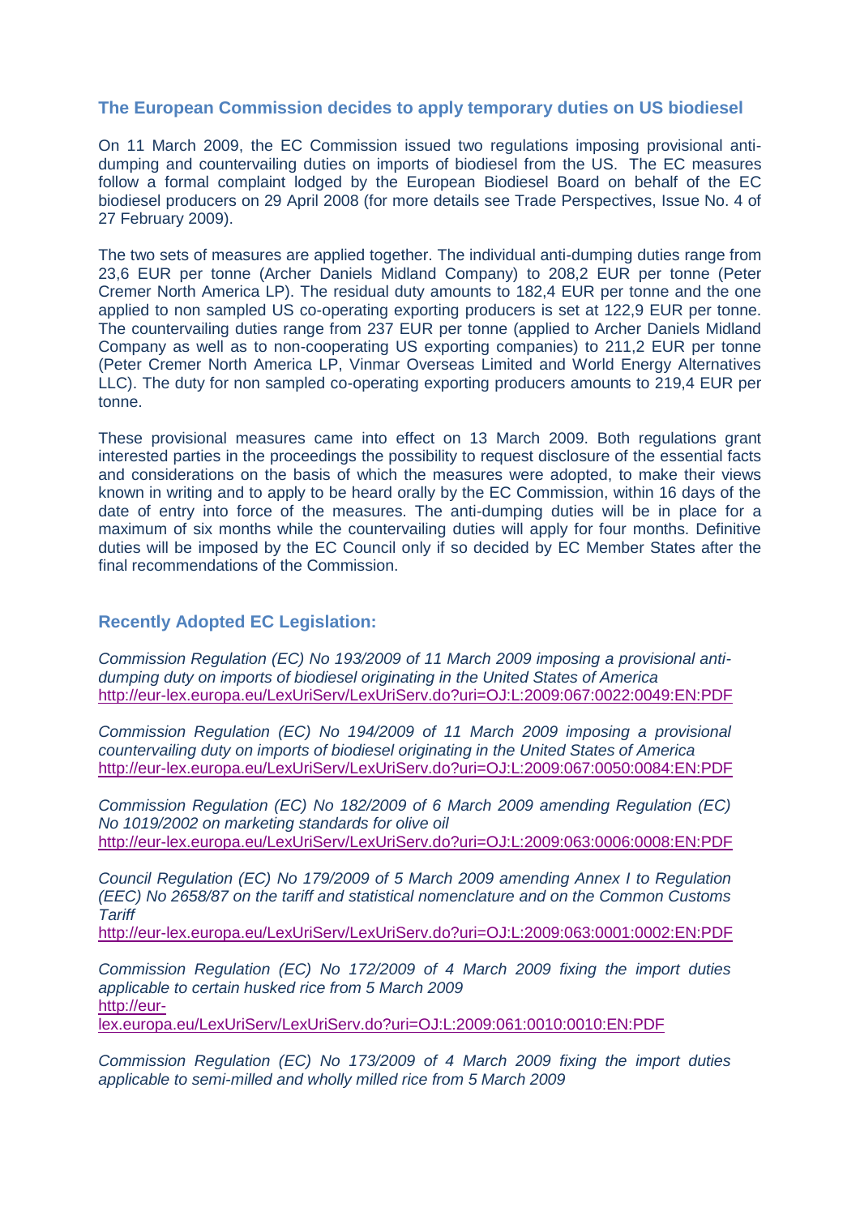## The European Commission decides to apply temporary duties on US biodiesel

On 11 March 2009, the EC Commission issued two regulations imposing provisional anti-dumping and countervailing duties on imports of biodiesel from the US. The EC measures follow a formal complaint lodged by the European Biodiesel Board on behalf of the EC biodiesel producers on 29 April 2008 (for more details see Trade Perspectives, Issue No. 4 of 27 February 2009).

The two sets of measures are applied together. The individual anti-dumping duties range from 23,6 EUR per tonne (Archer Daniels Midland Company) to 208,2 EUR per tonne (Peter Cremer North America LP). The residual duty amounts to 182,4 EUR per tonne and the one applied to non sampled US co-operating exporting producers is set at 122,9 EUR per tonne. The countervailing duties range from 237 EUR per tonne (applied to Archer Daniels Midland Company as well as to non-cooperating US exporting companies) to 211,2 EUR per tonne (Peter Cremer North America LP, Vinmar Overseas Limited and World Energy Alternatives LLC). The duty for non sampled co-operating exporting producers amounts to 219,4 EUR per tonne.

These provisional measures came into effect on 13 March 2009. Both regulations grant interested parties in the proceedings the possibility to request disclosure of the essential facts and considerations on the basis of which the measures were adopted, to make their views known in writing and to apply to be heard orally by the EC Commission, within 16 days of the date of entry into force of the measures. The anti-dumping duties will be in place for a maximum of six months while the countervailing duties will apply for four months. Definitive duties will be imposed by the EC Council only if so decided by EC Member States after the final recommendations of the Commission.

## Recently Adopted EC Legislation:

*Commission Regulation (EC) No 193/2009 of 11 March 2009 imposing a provisional anti-dumping duty on imports of biodiesel originating in the United States of America*
http://eur-lex.europa.eu/LexUriServ/LexUriServ.do?uri=OJ:L:2009:067:0022:0049:EN:PDF

*Commission Regulation (EC) No 194/2009 of 11 March 2009 imposing a provisional countervailing duty on imports of biodiesel originating in the United States of America*
http://eur-lex.europa.eu/LexUriServ/LexUriServ.do?uri=OJ:L:2009:067:0050:0084:EN:PDF

*Commission Regulation (EC) No 182/2009 of 6 March 2009 amending Regulation (EC) No 1019/2002 on marketing standards for olive oil*
http://eur-lex.europa.eu/LexUriServ/LexUriServ.do?uri=OJ:L:2009:063:0006:0008:EN:PDF

*Council Regulation (EC) No 179/2009 of 5 March 2009 amending Annex I to Regulation (EEC) No 2658/87 on the tariff and statistical nomenclature and on the Common Customs Tariff*
http://eur-lex.europa.eu/LexUriServ/LexUriServ.do?uri=OJ:L:2009:063:0001:0002:EN:PDF

*Commission Regulation (EC) No 172/2009 of 4 March 2009 fixing the import duties applicable to certain husked rice from 5 March 2009*
http://eur-lex.europa.eu/LexUriServ/LexUriServ.do?uri=OJ:L:2009:061:0010:0010:EN:PDF

*Commission Regulation (EC) No 173/2009 of 4 March 2009 fixing the import duties applicable to semi-milled and wholly milled rice from 5 March 2009*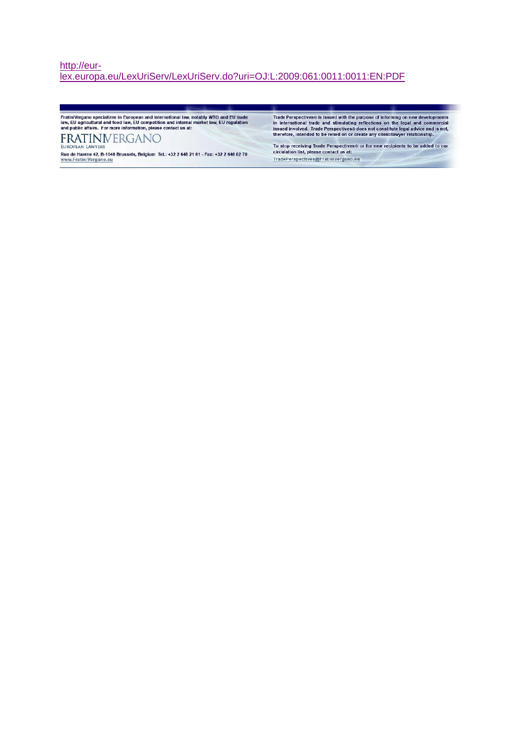http://eur-lex.europa.eu/LexUriServ/LexUriServ.do?uri=OJ:L:2009:061:0011:0011:EN:PDF

FratiniVergano specializes in European and international law, notably WTO and EU trade law, EU agricultural and food law, EU competition and internal market law, EU regulation and public affairs. For more information, please contact us at:

FRATINIVERGANO
EUROPEAN LAWYERS

Rue de Haerne 42, B-1040 Brussels, Belgium Tel.: +32 2 648 21 61 - Fax: +32 2 646 02 70
www.FratiniVergano.eu

Trade Perspectives© is issued with the purpose of informing on new developments in international trade and stimulating reflections on the legal and commercial issued involved. Trade Perspectives© does not constitute legal advice and is not, therefore, intended to be relied on or create any client/lawyer relationship.

To stop receiving Trade Perspectives© or for new recipients to be added to our circulation list, please contact us at:
TradePerspectives@FratiniVergano.eu